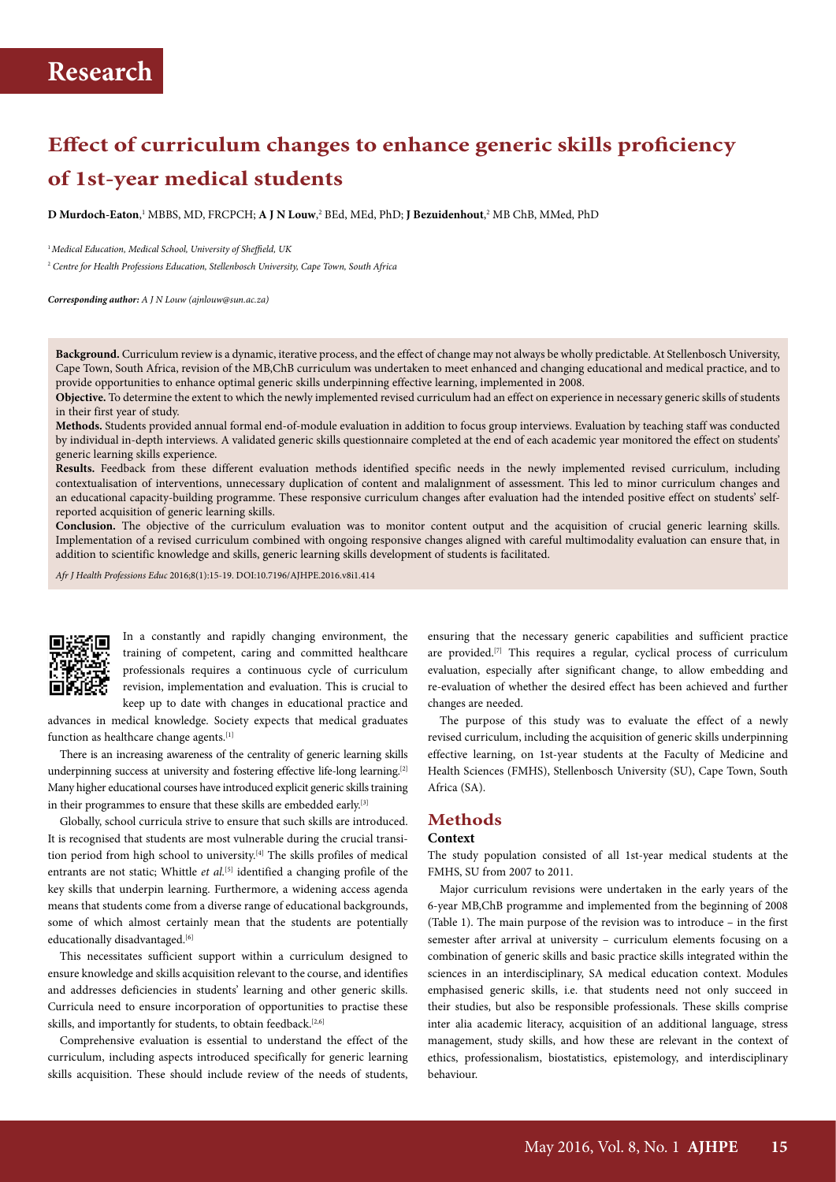Research

# Effect of curriculum changes to enhance generic skills proficiency of 1st-year medical students

**D Murdoch-Eaton**,[1] MBBS, MD, FRCPCH; **A J N Louw**,[2] BEd, MEd, PhD; **J Bezuidenhout**,[2] MB ChB, MMed, PhD

[1] *Medical Education, Medical School, University of Sheffield, UK*

[2] *Centre for Health Professions Education, Stellenbosch University, Cape Town, South Africa*

***Corresponding author:** A J N Louw (ajnlouw@sun.ac.za)*

**Background.** Curriculum review is a dynamic, iterative process, and the effect of change may not always be wholly predictable. At Stellenbosch University, Cape Town, South Africa, revision of the MB,ChB curriculum was undertaken to meet enhanced and changing educational and medical practice, and to provide opportunities to enhance optimal generic skills underpinning effective learning, implemented in 2008.

**Objective.** To determine the extent to which the newly implemented revised curriculum had an effect on experience in necessary generic skills of students in their first year of study.

**Methods.** Students provided annual formal end-of-module evaluation in addition to focus group interviews. Evaluation by teaching staff was conducted by individual in-depth interviews. A validated generic skills questionnaire completed at the end of each academic year monitored the effect on students' generic learning skills experience.

**Results.** Feedback from these different evaluation methods identified specific needs in the newly implemented revised curriculum, including contextualisation of interventions, unnecessary duplication of content and malalignment of assessment. This led to minor curriculum changes and an educational capacity-building programme. These responsive curriculum changes after evaluation had the intended positive effect on students' self-reported acquisition of generic learning skills.

**Conclusion.** The objective of the curriculum evaluation was to monitor content output and the acquisition of crucial generic learning skills. Implementation of a revised curriculum combined with ongoing responsive changes aligned with careful multimodality evaluation can ensure that, in addition to scientific knowledge and skills, generic learning skills development of students is facilitated.

*Afr J Health Professions Educ* 2016;8(1):15-19. DOI:10.7196/AJHPE.2016.v8i1.414

In a constantly and rapidly changing environment, the training of competent, caring and committed healthcare professionals requires a continuous cycle of curriculum revision, implementation and evaluation. This is crucial to keep up to date with changes in educational practice and advances in medical knowledge. Society expects that medical graduates function as healthcare change agents.[1]

There is an increasing awareness of the centrality of generic learning skills underpinning success at university and fostering effective life-long learning.[2] Many higher educational courses have introduced explicit generic skills training in their programmes to ensure that these skills are embedded early.[3]

Globally, school curricula strive to ensure that such skills are introduced. It is recognised that students are most vulnerable during the crucial transition period from high school to university.[4] The skills profiles of medical entrants are not static; Whittle *et al.*[5] identified a changing profile of the key skills that underpin learning. Furthermore, a widening access agenda means that students come from a diverse range of educational backgrounds, some of which almost certainly mean that the students are potentially educationally disadvantaged.[6]

This necessitates sufficient support within a curriculum designed to ensure knowledge and skills acquisition relevant to the course, and identifies and addresses deficiencies in students' learning and other generic skills. Curricula need to ensure incorporation of opportunities to practise these skills, and importantly for students, to obtain feedback.[2,6]

Comprehensive evaluation is essential to understand the effect of the curriculum, including aspects introduced specifically for generic learning skills acquisition. These should include review of the needs of students, ensuring that the necessary generic capabilities and sufficient practice are provided.[7] This requires a regular, cyclical process of curriculum evaluation, especially after significant change, to allow embedding and re-evaluation of whether the desired effect has been achieved and further changes are needed.

The purpose of this study was to evaluate the effect of a newly revised curriculum, including the acquisition of generic skills underpinning effective learning, on 1st-year students at the Faculty of Medicine and Health Sciences (FMHS), Stellenbosch University (SU), Cape Town, South Africa (SA).

## Methods

### Context

The study population consisted of all 1st-year medical students at the FMHS, SU from 2007 to 2011.

Major curriculum revisions were undertaken in the early years of the 6-year MB,ChB programme and implemented from the beginning of 2008 (Table 1). The main purpose of the revision was to introduce – in the first semester after arrival at university – curriculum elements focusing on a combination of generic skills and basic practice skills integrated within the sciences in an interdisciplinary, SA medical education context. Modules emphasised generic skills, i.e. that students need not only succeed in their studies, but also be responsible professionals. These skills comprise inter alia academic literacy, acquisition of an additional language, stress management, study skills, and how these are relevant in the context of ethics, professionalism, biostatistics, epistemology, and interdisciplinary behaviour.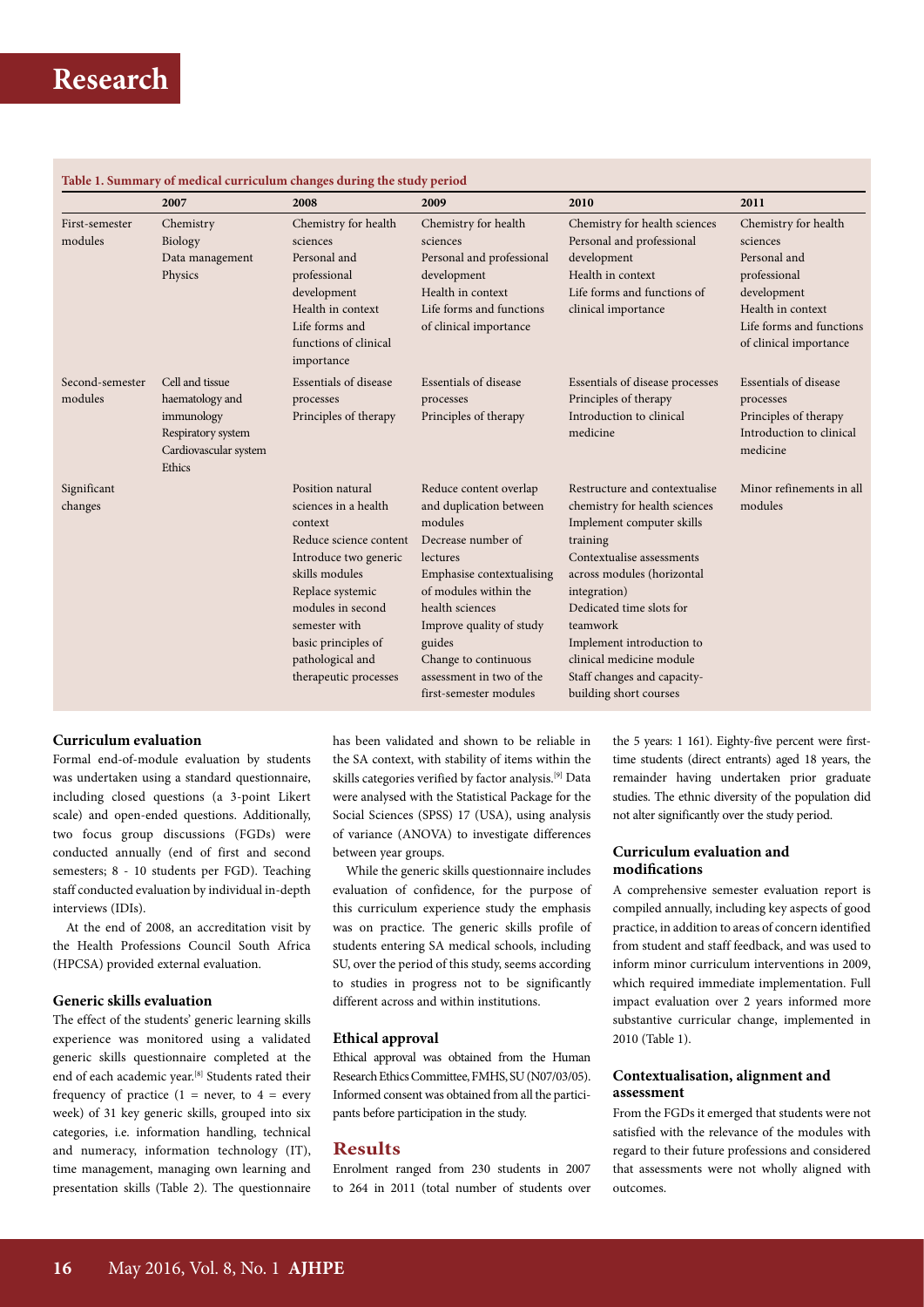**Table 1. Summary of medical curriculum changes during the study period**

| | 2007 | 2008 | 2009 | 2010 | 2011 |
|---|---|---|---|---|---|
| First-semester modules | Chemistry<br>Biology<br>Data management<br>Physics | Chemistry for health sciences<br>Personal and professional development<br>Health in context<br>Life forms and functions of clinical importance | Chemistry for health sciences<br>Personal and professional development<br>Health in context<br>Life forms and functions of clinical importance | Chemistry for health sciences<br>Personal and professional development<br>Health in context<br>Life forms and functions of clinical importance | Chemistry for health sciences<br>Personal and professional development<br>Health in context<br>Life forms and functions of clinical importance |
| Second-semester modules | Cell and tissue haematology and immunology<br>Respiratory system<br>Cardiovascular system<br>Ethics | Essentials of disease processes<br>Principles of therapy | Essentials of disease processes<br>Principles of therapy | Essentials of disease processes<br>Principles of therapy<br>Introduction to clinical medicine | Essentials of disease processes<br>Principles of therapy<br>Introduction to clinical medicine |
| Significant changes | | Position natural sciences in a health context<br>Reduce science content<br>Introduce two generic skills modules<br>Replace systemic modules in second semester with basic principles of pathological and therapeutic processes | Reduce content overlap and duplication between modules<br>Decrease number of lectures<br>Emphasise contextualising of modules within the health sciences<br>Improve quality of study guides<br>Change to continuous assessment in two of the first-semester modules | Restructure and contextualise chemistry for health sciences<br>Implement computer skills training<br>Contextualise assessments across modules (horizontal integration)<br>Dedicated time slots for teamwork<br>Implement introduction to clinical medicine module<br>Staff changes and capacity-building short courses | Minor refinements in all modules |

### Curriculum evaluation

Formal end-of-module evaluation by students was undertaken using a standard questionnaire, including closed questions (a 3-point Likert scale) and open-ended questions. Additionally, two focus group discussions (FGDs) were conducted annually (end of first and second semesters; 8 - 10 students per FGD). Teaching staff conducted evaluation by individual in-depth interviews (IDIs).

At the end of 2008, an accreditation visit by the Health Professions Council South Africa (HPCSA) provided external evaluation.

### Generic skills evaluation

The effect of the students' generic learning skills experience was monitored using a validated generic skills questionnaire completed at the end of each academic year.[8] Students rated their frequency of practice (1 = never, to 4 = every week) of 31 key generic skills, grouped into six categories, i.e. information handling, technical and numeracy, information technology (IT), time management, managing own learning and presentation skills (Table 2). The questionnaire has been validated and shown to be reliable in the SA context, with stability of items within the skills categories verified by factor analysis.[9] Data were analysed with the Statistical Package for the Social Sciences (SPSS) 17 (USA), using analysis of variance (ANOVA) to investigate differences between year groups.

While the generic skills questionnaire includes evaluation of confidence, for the purpose of this curriculum experience study the emphasis was on practice. The generic skills profile of students entering SA medical schools, including SU, over the period of this study, seems according to studies in progress not to be significantly different across and within institutions.

### Ethical approval

Ethical approval was obtained from the Human Research Ethics Committee, FMHS, SU (N07/03/05). Informed consent was obtained from all the participants before participation in the study.

## Results

Enrolment ranged from 230 students in 2007 to 264 in 2011 (total number of students over the 5 years: 1 161). Eighty-five percent were first-time students (direct entrants) aged 18 years, the remainder having undertaken prior graduate studies. The ethnic diversity of the population did not alter significantly over the study period.

### Curriculum evaluation and modifications

A comprehensive semester evaluation report is compiled annually, including key aspects of good practice, in addition to areas of concern identified from student and staff feedback, and was used to inform minor curriculum interventions in 2009, which required immediate implementation. Full impact evaluation over 2 years informed more substantive curricular change, implemented in 2010 (Table 1).

### Contextualisation, alignment and assessment

From the FGDs it emerged that students were not satisfied with the relevance of the modules with regard to their future professions and considered that assessments were not wholly aligned with outcomes.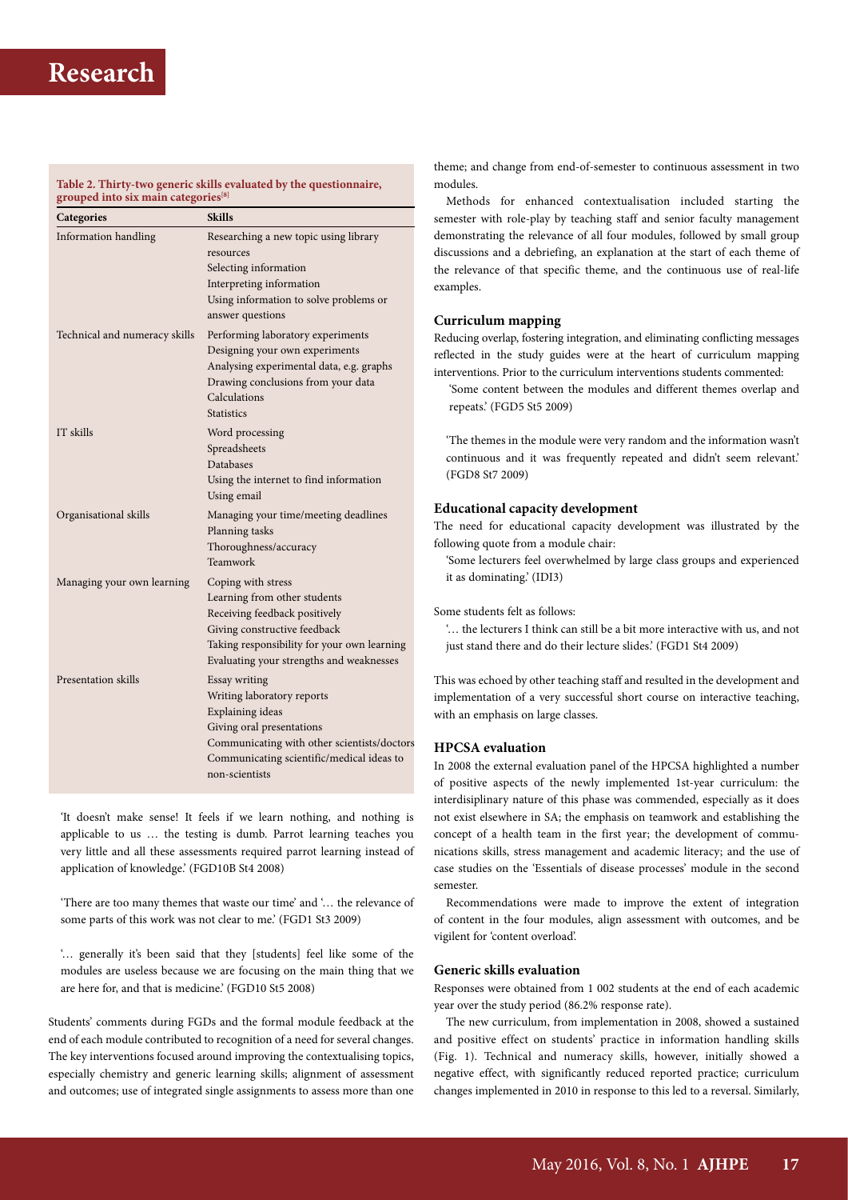**Table 2. Thirty-two generic skills evaluated by the questionnaire, grouped into six main categories[8]**

| Categories | Skills |
|---|---|
| Information handling | Researching a new topic using library resources<br>Selecting information<br>Interpreting information<br>Using information to solve problems or answer questions |
| Technical and numeracy skills | Performing laboratory experiments<br>Designing your own experiments<br>Analysing experimental data, e.g. graphs<br>Drawing conclusions from your data<br>Calculations<br>Statistics |
| IT skills | Word processing<br>Spreadsheets<br>Databases<br>Using the internet to find information<br>Using email |
| Organisational skills | Managing your time/meeting deadlines<br>Planning tasks<br>Thoroughness/accuracy<br>Teamwork |
| Managing your own learning | Coping with stress<br>Learning from other students<br>Receiving feedback positively<br>Giving constructive feedback<br>Taking responsibility for your own learning<br>Evaluating your strengths and weaknesses |
| Presentation skills | Essay writing<br>Writing laboratory reports<br>Explaining ideas<br>Giving oral presentations<br>Communicating with other scientists/doctors<br>Communicating scientific/medical ideas to non-scientists |

> 'It doesn't make sense! It feels if we learn nothing, and nothing is applicable to us … the testing is dumb. Parrot learning teaches you very little and all these assessments required parrot learning instead of application of knowledge.' (FGD10B St4 2008)

> 'There are too many themes that waste our time' and '… the relevance of some parts of this work was not clear to me.' (FGD1 St3 2009)

> '… generally it's been said that they [students] feel like some of the modules are useless because we are focusing on the main thing that we are here for, and that is medicine.' (FGD10 St5 2008)

Students' comments during FGDs and the formal module feedback at the end of each module contributed to recognition of a need for several changes. The key interventions focused around improving the contextualising topics, especially chemistry and generic learning skills; alignment of assessment and outcomes; use of integrated single assignments to assess more than one theme; and change from end-of-semester to continuous assessment in two modules.

Methods for enhanced contextualisation included starting the semester with role-play by teaching staff and senior faculty management demonstrating the relevance of all four modules, followed by small group discussions and a debriefing, an explanation at the start of each theme of the relevance of that specific theme, and the continuous use of real-life examples.

### Curriculum mapping

Reducing overlap, fostering integration, and eliminating conflicting messages reflected in the study guides were at the heart of curriculum mapping interventions. Prior to the curriculum interventions students commented:

> 'Some content between the modules and different themes overlap and repeats.' (FGD5 St5 2009)

> 'The themes in the module were very random and the information wasn't continuous and it was frequently repeated and didn't seem relevant.' (FGD8 St7 2009)

### Educational capacity development

The need for educational capacity development was illustrated by the following quote from a module chair:

> 'Some lecturers feel overwhelmed by large class groups and experienced it as dominating.' (IDI3)

Some students felt as follows:

> '… the lecturers I think can still be a bit more interactive with us, and not just stand there and do their lecture slides.' (FGD1 St4 2009)

This was echoed by other teaching staff and resulted in the development and implementation of a very successful short course on interactive teaching, with an emphasis on large classes.

### HPCSA evaluation

In 2008 the external evaluation panel of the HPCSA highlighted a number of positive aspects of the newly implemented 1st-year curriculum: the interdisiplinary nature of this phase was commended, especially as it does not exist elsewhere in SA; the emphasis on teamwork and establishing the concept of a health team in the first year; the development of communications skills, stress management and academic literacy; and the use of case studies on the 'Essentials of disease processes' module in the second semester.

Recommendations were made to improve the extent of integration of content in the four modules, align assessment with outcomes, and be vigilent for 'content overload'.

### Generic skills evaluation

Responses were obtained from 1 002 students at the end of each academic year over the study period (86.2% response rate).

The new curriculum, from implementation in 2008, showed a sustained and positive effect on students' practice in information handling skills (Fig. 1). Technical and numeracy skills, however, initially showed a negative effect, with significantly reduced reported practice; curriculum changes implemented in 2010 in response to this led to a reversal. Similarly,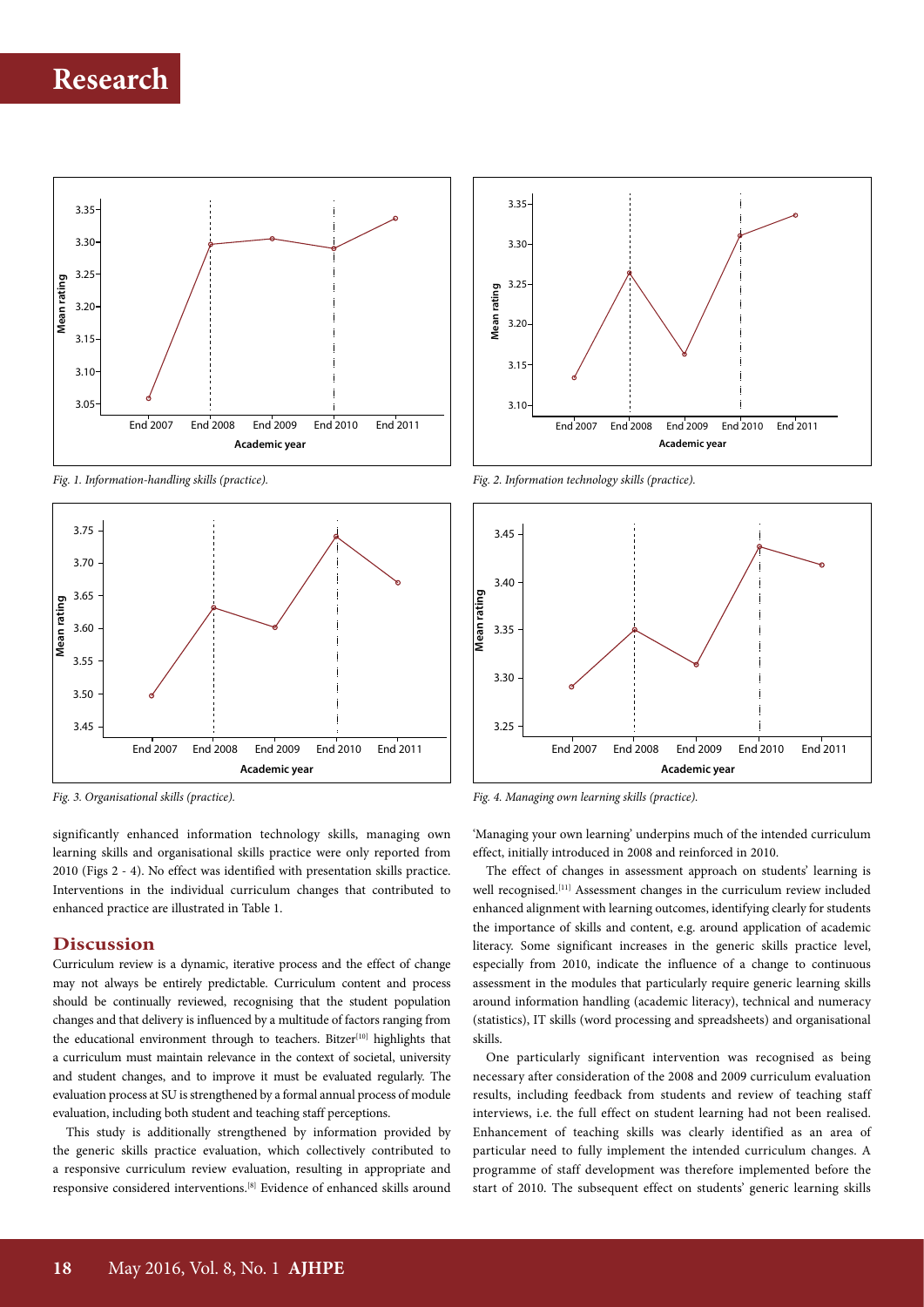Fig. 1. Information-handling skills (practice).

Fig. 2. Information technology skills (practice).

Fig. 3. Organisational skills (practice).

Fig. 4. Managing own learning skills (practice).

significantly enhanced information technology skills, managing own learning skills and organisational skills practice were only reported from 2010 (Figs 2 - 4). No effect was identified with presentation skills practice. Interventions in the individual curriculum changes that contributed to enhanced practice are illustrated in Table 1.

## Discussion

Curriculum review is a dynamic, iterative process and the effect of change may not always be entirely predictable. Curriculum content and process should be continually reviewed, recognising that the student population changes and that delivery is influenced by a multitude of factors ranging from the educational environment through to teachers. Bitzer[10] highlights that a curriculum must maintain relevance in the context of societal, university and student changes, and to improve it must be evaluated regularly. The evaluation process at SU is strengthened by a formal annual process of module evaluation, including both student and teaching staff perceptions.

This study is additionally strengthened by information provided by the generic skills practice evaluation, which collectively contributed to a responsive curriculum review evaluation, resulting in appropriate and responsive considered interventions.[8] Evidence of enhanced skills around 'Managing your own learning' underpins much of the intended curriculum effect, initially introduced in 2008 and reinforced in 2010.

The effect of changes in assessment approach on students' learning is well recognised.[11] Assessment changes in the curriculum review included enhanced alignment with learning outcomes, identifying clearly for students the importance of skills and content, e.g. around application of academic literacy. Some significant increases in the generic skills practice level, especially from 2010, indicate the influence of a change to continuous assessment in the modules that particularly require generic learning skills around information handling (academic literacy), technical and numeracy (statistics), IT skills (word processing and spreadsheets) and organisational skills.

One particularly significant intervention was recognised as being necessary after consideration of the 2008 and 2009 curriculum evaluation results, including feedback from students and review of teaching staff interviews, i.e. the full effect on student learning had not been realised. Enhancement of teaching skills was clearly identified as an area of particular need to fully implement the intended curriculum changes. A programme of staff development was therefore implemented before the start of 2010. The subsequent effect on students' generic learning skills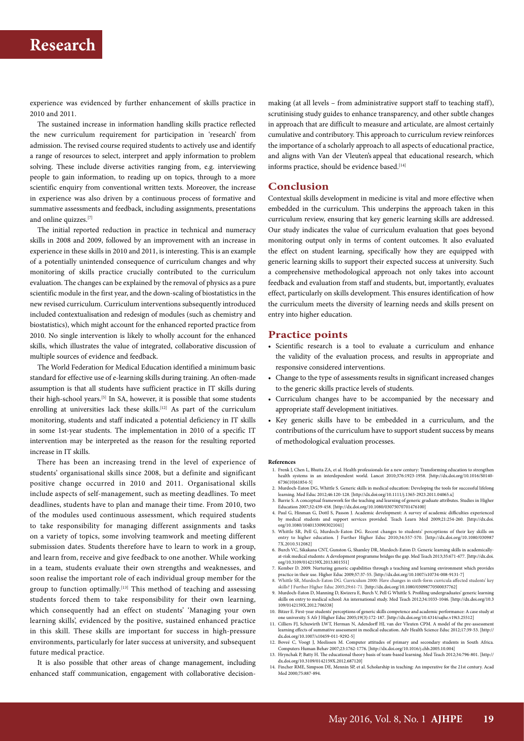experience was evidenced by further enhancement of skills practice in 2010 and 2011.

The sustained increase in information handling skills practice reflected the new curriculum requirement for participation in 'research' from admission. The revised course required students to actively use and identify a range of resources to select, interpret and apply information to problem solving. These include diverse activities ranging from, e.g. interviewing people to gain information, to reading up on topics, through to a more scientific enquiry from conventional written texts. Moreover, the increase in experience was also driven by a continuous process of formative and summative assessments and feedback, including assignments, presentations and online quizzes.[7]

The initial reported reduction in practice in technical and numeracy skills in 2008 and 2009, followed by an improvement with an increase in experience in these skills in 2010 and 2011, is interesting. This is an example of a potentially unintended consequence of curriculum changes and why monitoring of skills practice crucially contributed to the curriculum evaluation. The changes can be explained by the removal of physics as a pure scientific module in the first year, and the down-scaling of biostatistics in the new revised curriculum. Curriculum interventions subsequently introduced included contextualisation and redesign of modules (such as chemistry and biostatistics), which might account for the enhanced reported practice from 2010. No single intervention is likely to wholly account for the enhanced skills, which illustrates the value of integrated, collaborative discussion of multiple sources of evidence and feedback.

The World Federation for Medical Education identified a minimum basic standard for effective use of e-learning skills during training. An often-made assumption is that all students have sufficient practice in IT skills during their high-school years.[5] In SA, however, it is possible that some students enrolling at universities lack these skills.[12] As part of the curriculum monitoring, students and staff indicated a potential deficiency in IT skills in some 1st-year students. The implementation in 2010 of a specific IT intervention may be interpreted as the reason for the resulting reported increase in IT skills.

There has been an increasing trend in the level of experience of students' organisational skills since 2008, but a definite and significant positive change occurred in 2010 and 2011. Organisational skills include aspects of self-management, such as meeting deadlines. To meet deadlines, students have to plan and manage their time. From 2010, two of the modules used continuous assessment, which required students to take responsibility for managing different assignments and tasks on a variety of topics, some involving teamwork and meeting different submission dates. Students therefore have to learn to work in a group, and learn from, receive and give feedback to one another. While working in a team, students evaluate their own strengths and weaknesses, and soon realise the important role of each individual group member for the group to function optimally.[13] This method of teaching and assessing students forced them to take responsibility for their own learning, which consequently had an effect on students' 'Managing your own learning skills', evidenced by the positive, sustained enhanced practice in this skill. These skills are important for success in high-pressure environments, particularly for later success at university, and subsequent future medical practice.

It is also possible that other areas of change management, including enhanced staff communication, engagement with collaborative decision-making (at all levels – from administrative support staff to teaching staff), scrutinising study guides to enhance transparency, and other subtle changes in approach that are difficult to measure and articulate, are almost certainly cumulative and contributory. This approach to curriculum review reinforces the importance of a scholarly approach to all aspects of educational practice, and aligns with Van der Vleuten's appeal that educational research, which informs practice, should be evidence based.[14]

## Conclusion

Contextual skills development in medicine is vital and more effective when embedded in the curriculum. This underpins the approach taken in this curriculum review, ensuring that key generic learning skills are addressed. Our study indicates the value of curriculum evaluation that goes beyond monitoring output only in terms of content outcomes. It also evaluated the effect on student learning, specifically how they are equipped with generic learning skills to support their expected success at university. Such a comprehensive methodological approach not only takes into account feedback and evaluation from staff and students, but, importantly, evaluates effect, particularly on skills development. This ensures identification of how the curriculum meets the diversity of learning needs and skills present on entry into higher education.

## Practice points

- Scientific research is a tool to evaluate a curriculum and enhance the validity of the evaluation process, and results in appropriate and responsive considered interventions.
- Change to the type of assessments results in significant increased changes to the generic skills practice levels of students.
- Curriculum changes have to be accompanied by the necessary and appropriate staff development initiatives.
- Key generic skills have to be embedded in a curriculum, and the contributions of the curriculum have to support student success by means of methodological evaluation processes.

#### References

1. Frenk J, Chen L, Bhutta ZA, et al. Health professionals for a new century: Transforming education to strengthen health systems in an interdependent world. Lancet 2010;376:1923-1958. [http://dx.doi.org/10.1016/S0140-6736(10)61854-5]
2. Murdoch-Eaton DG, Whittle S. Generic skills in medical education: Developing the tools for successful lifelong learning. Med Educ 2012;46:120-128. [http://dx.doi:org/10.1111/j.1365-2923.2011.04065.x]
3. Barrie S. A conceptual framework for the teaching and learning of generic graduate attributes. Studies in Higher Education 2007;32:439-458. [http://dx.doi.org/10.1080/03075070701476100]
4. Paul G, Hinman G, Dottl S, Passon J. Academic development: A survey of academic difficulties experienced by medical students and support services provided. Teach Learn Med 2009;21:254-260. [http://dx.doi.org/10.1080/10401330903021041]
5. Whittle SR, Pell G, Murdoch-Eaton DG. Recent changes to students' perceptions of their key skills on entry to higher education. J Further Higher Educ 2010;34:557-570. [http://dx.doi.org/10.1080/0309877X.2010.512082]
6. Burch VC, Sikakana CNT, Gunston G, Shamley DR, Murdoch-Eaton D. Generic learning skills in academically-at-risk medical students: A development programme bridges the gap. Med Teach 2013;35:671-677. [http://dx.doi.org/10.3109/0142159X.2013.801551]
7. Kember D. 2009. Nurturing generic capabilities through a teaching and learning environment which provides practice in their use. Higher Educ 2009;57:37-55. [http://dx.doi.org/10.1007/s10734-008-9131-7]
8. Whittle SR, Murdoch-Eaton DG. Curriculum 2000: Have changes in sixth-form curricula affected students' key skills? J Further Higher Educ 2005;29:61-71. [http://dx.doi.org/10.1080/03098770500037762]
9. Murdoch-Eaton D, Manning D, Kwizera E, Burch V, Pell G Whittle S. Profiling undergraduates' generic learning skills on entry to medical school: An international study. Med Teach 2012;34:1033-1046. [http://dx.doi.org/10.3109/0142159X.2012.706338]
10. Bitzer E. First-year students' perceptions of generic skills competence and academic performance: A case study at one university. S Afr J Higher Educ 2005;19(3):172-187. [http://dx.doi.org/10.4314/sajhe.v19i3.25512]
11. Cilliers FJ, Schuwirth LWT, Herman N, Adendorff HJ, van der Vleuten CPM. A model of the pre-assessment learning effects of summative assessment in medical education. Adv Health Science Educ 2012;17:39-53. [http://dx.doi.org/10.1007/s10459-011-9292-5]
12. Boveé C, Voogt J, Meelissen M. Computer attitudes of primary and secondary students in South Africa. Computers Human Behav 2007;23:1762-1776. [http://dx.doi.org/10.1016/j.chb.2005.10.004]
13. Hrynchak P, Batty H. The educational theory basis of team-based learning. Med Teach 2012;34:796-801. [http://dx.doi.org/10.3109/0142159X.2012.687120]
14. Fincher RME, Simpson DE, Mennin SP, et al. Scholarship in teaching: An imperative for the 21st century. Acad Med 2000;75:887-894.